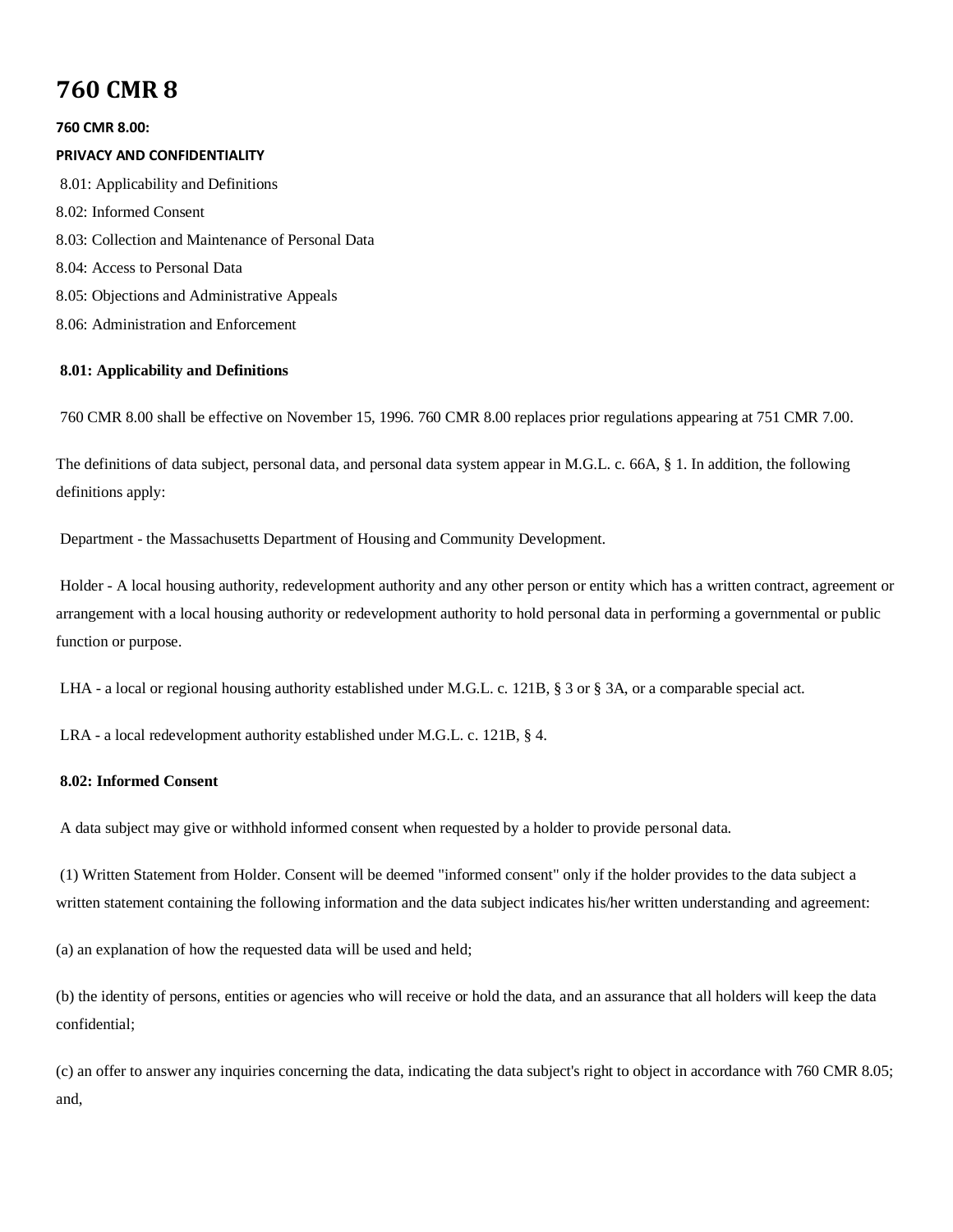# 760 CMR 8

**760 CMR 8.00:**

**PRIVACY AND CONFIDENTIALITY**

8.01: Applicability and Definitions

8.02: Informed Consent

8.03: Collection and Maintenance of Personal Data

8.04: Access to Personal Data

8.05: Objections and Administrative Appeals

8.06: Administration and Enforcement

**8.01: Applicability and Definitions**

760 CMR 8.00 shall be effective on November 15, 1996. 760 CMR 8.00 replaces prior regulations appearing at 751 CMR 7.00.

The definitions of data subject, personal data, and personal data system appear in M.G.L. c. 66A, § 1. In addition, the following definitions apply:

Department - the Massachusetts Department of Housing and Community Development.

Holder - A local housing authority, redevelopment authority and any other person or entity which has a written contract, agreement or arrangement with a local housing authority or redevelopment authority to hold personal data in performing a governmental or public function or purpose.

LHA - a local or regional housing authority established under M.G.L. c. 121B, § 3 or § 3A, or a comparable special act.

LRA - a local redevelopment authority established under M.G.L. c. 121B, § 4.

**8.02: Informed Consent**

A data subject may give or withhold informed consent when requested by a holder to provide personal data.

(1) Written Statement from Holder. Consent will be deemed "informed consent" only if the holder provides to the data subject a written statement containing the following information and the data subject indicates his/her written understanding and agreement:

(a) an explanation of how the requested data will be used and held;

(b) the identity of persons, entities or agencies who will receive or hold the data, and an assurance that all holders will keep the data confidential;

(c) an offer to answer any inquiries concerning the data, indicating the data subject's right to object in accordance with 760 CMR 8.05; and,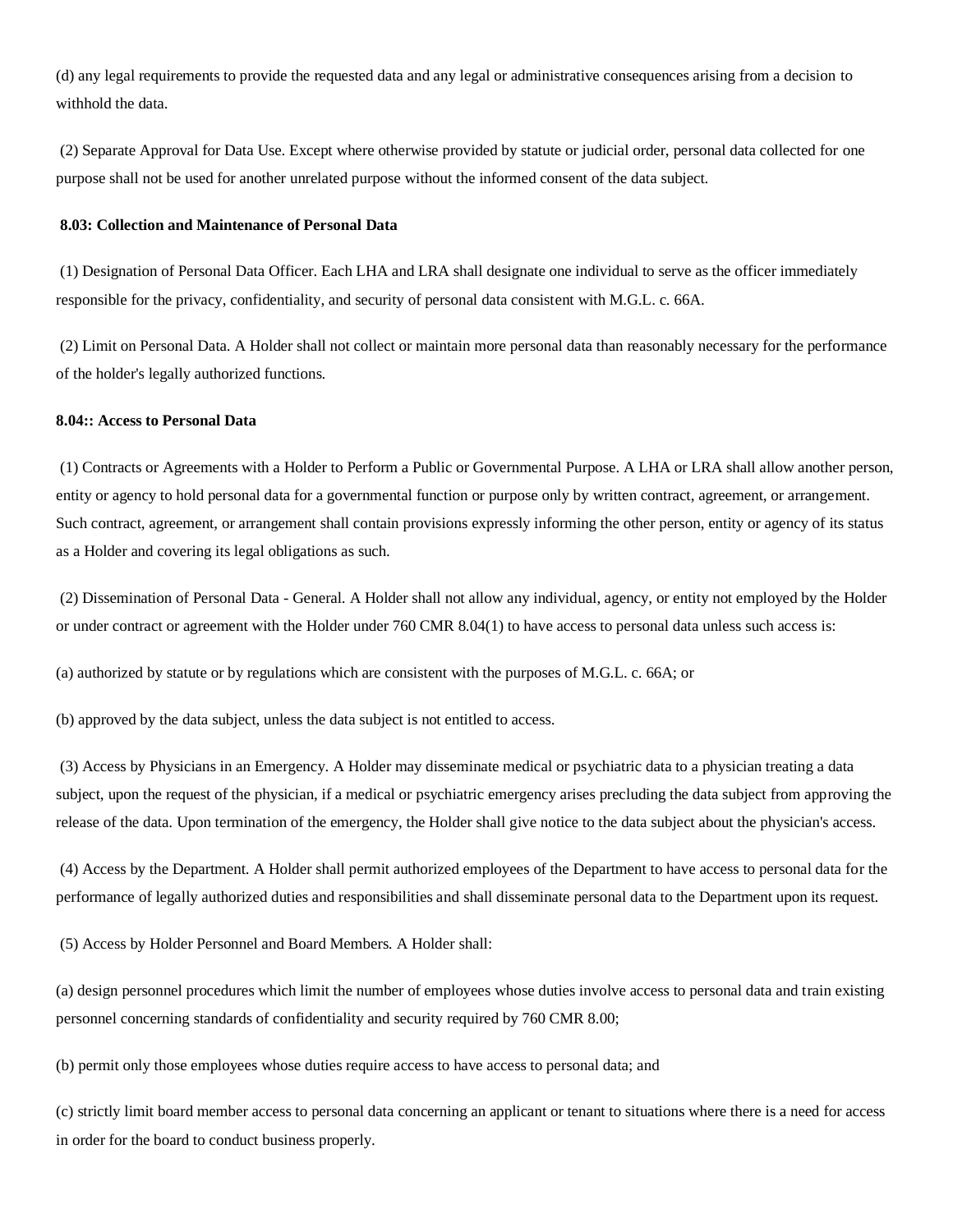(d) any legal requirements to provide the requested data and any legal or administrative consequences arising from a decision to withhold the data.

(2) Separate Approval for Data Use. Except where otherwise provided by statute or judicial order, personal data collected for one purpose shall not be used for another unrelated purpose without the informed consent of the data subject.

**8.03: Collection and Maintenance of Personal Data**

(1) Designation of Personal Data Officer. Each LHA and LRA shall designate one individual to serve as the officer immediately responsible for the privacy, confidentiality, and security of personal data consistent with M.G.L. c. 66A.

(2) Limit on Personal Data. A Holder shall not collect or maintain more personal data than reasonably necessary for the performance of the holder's legally authorized functions.

**8.04:: Access to Personal Data**

(1) Contracts or Agreements with a Holder to Perform a Public or Governmental Purpose. A LHA or LRA shall allow another person, entity or agency to hold personal data for a governmental function or purpose only by written contract, agreement, or arrangement. Such contract, agreement, or arrangement shall contain provisions expressly informing the other person, entity or agency of its status as a Holder and covering its legal obligations as such.

(2) Dissemination of Personal Data - General. A Holder shall not allow any individual, agency, or entity not employed by the Holder or under contract or agreement with the Holder under 760 CMR 8.04(1) to have access to personal data unless such access is:

(a) authorized by statute or by regulations which are consistent with the purposes of M.G.L. c. 66A; or

(b) approved by the data subject, unless the data subject is not entitled to access.

(3) Access by Physicians in an Emergency. A Holder may disseminate medical or psychiatric data to a physician treating a data subject, upon the request of the physician, if a medical or psychiatric emergency arises precluding the data subject from approving the release of the data. Upon termination of the emergency, the Holder shall give notice to the data subject about the physician's access.

(4) Access by the Department. A Holder shall permit authorized employees of the Department to have access to personal data for the performance of legally authorized duties and responsibilities and shall disseminate personal data to the Department upon its request.

(5) Access by Holder Personnel and Board Members. A Holder shall:

(a) design personnel procedures which limit the number of employees whose duties involve access to personal data and train existing personnel concerning standards of confidentiality and security required by 760 CMR 8.00;

(b) permit only those employees whose duties require access to have access to personal data; and

(c) strictly limit board member access to personal data concerning an applicant or tenant to situations where there is a need for access in order for the board to conduct business properly.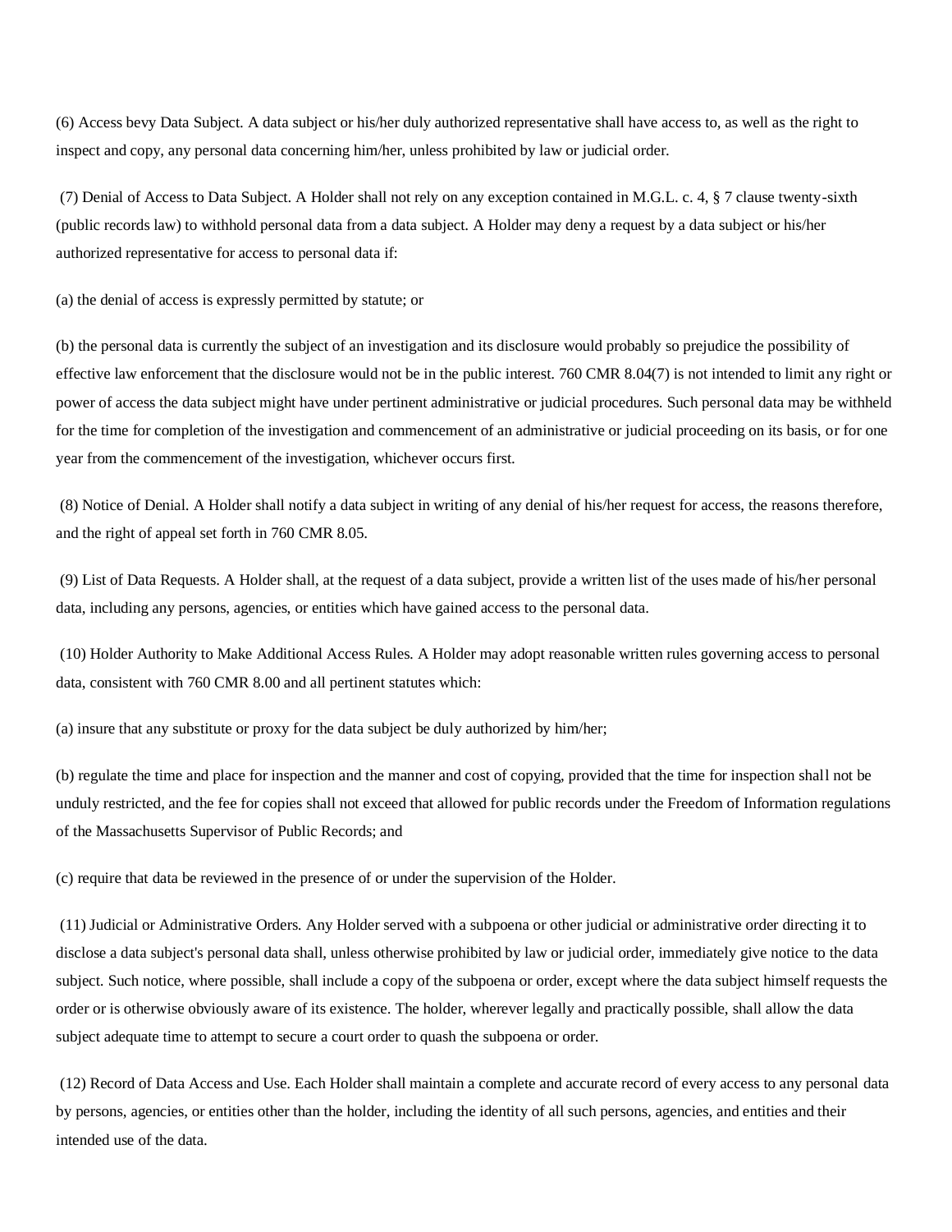(6) Access bevy Data Subject. A data subject or his/her duly authorized representative shall have access to, as well as the right to inspect and copy, any personal data concerning him/her, unless prohibited by law or judicial order.

(7) Denial of Access to Data Subject. A Holder shall not rely on any exception contained in M.G.L. c. 4, § 7 clause twenty-sixth (public records law) to withhold personal data from a data subject. A Holder may deny a request by a data subject or his/her authorized representative for access to personal data if:

(a) the denial of access is expressly permitted by statute; or

(b) the personal data is currently the subject of an investigation and its disclosure would probably so prejudice the possibility of effective law enforcement that the disclosure would not be in the public interest. 760 CMR 8.04(7) is not intended to limit any right or power of access the data subject might have under pertinent administrative or judicial procedures. Such personal data may be withheld for the time for completion of the investigation and commencement of an administrative or judicial proceeding on its basis, or for one year from the commencement of the investigation, whichever occurs first.

(8) Notice of Denial. A Holder shall notify a data subject in writing of any denial of his/her request for access, the reasons therefore, and the right of appeal set forth in 760 CMR 8.05.

(9) List of Data Requests. A Holder shall, at the request of a data subject, provide a written list of the uses made of his/her personal data, including any persons, agencies, or entities which have gained access to the personal data.

(10) Holder Authority to Make Additional Access Rules. A Holder may adopt reasonable written rules governing access to personal data, consistent with 760 CMR 8.00 and all pertinent statutes which:

(a) insure that any substitute or proxy for the data subject be duly authorized by him/her;

(b) regulate the time and place for inspection and the manner and cost of copying, provided that the time for inspection shall not be unduly restricted, and the fee for copies shall not exceed that allowed for public records under the Freedom of Information regulations of the Massachusetts Supervisor of Public Records; and

(c) require that data be reviewed in the presence of or under the supervision of the Holder.

(11) Judicial or Administrative Orders. Any Holder served with a subpoena or other judicial or administrative order directing it to disclose a data subject's personal data shall, unless otherwise prohibited by law or judicial order, immediately give notice to the data subject. Such notice, where possible, shall include a copy of the subpoena or order, except where the data subject himself requests the order or is otherwise obviously aware of its existence. The holder, wherever legally and practically possible, shall allow the data subject adequate time to attempt to secure a court order to quash the subpoena or order.

(12) Record of Data Access and Use. Each Holder shall maintain a complete and accurate record of every access to any personal data by persons, agencies, or entities other than the holder, including the identity of all such persons, agencies, and entities and their intended use of the data.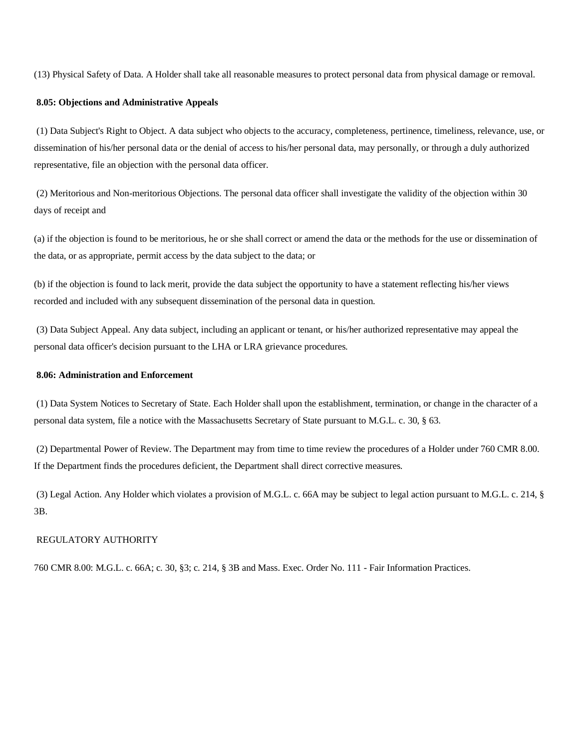(13) Physical Safety of Data. A Holder shall take all reasonable measures to protect personal data from physical damage or removal.

**8.05: Objections and Administrative Appeals**

(1) Data Subject's Right to Object. A data subject who objects to the accuracy, completeness, pertinence, timeliness, relevance, use, or dissemination of his/her personal data or the denial of access to his/her personal data, may personally, or through a duly authorized representative, file an objection with the personal data officer.

(2) Meritorious and Non-meritorious Objections. The personal data officer shall investigate the validity of the objection within 30 days of receipt and

(a) if the objection is found to be meritorious, he or she shall correct or amend the data or the methods for the use or dissemination of the data, or as appropriate, permit access by the data subject to the data; or

(b) if the objection is found to lack merit, provide the data subject the opportunity to have a statement reflecting his/her views recorded and included with any subsequent dissemination of the personal data in question.

(3) Data Subject Appeal. Any data subject, including an applicant or tenant, or his/her authorized representative may appeal the personal data officer's decision pursuant to the LHA or LRA grievance procedures.

**8.06: Administration and Enforcement**

(1) Data System Notices to Secretary of State. Each Holder shall upon the establishment, termination, or change in the character of a personal data system, file a notice with the Massachusetts Secretary of State pursuant to M.G.L. c. 30, § 63.

(2) Departmental Power of Review. The Department may from time to time review the procedures of a Holder under 760 CMR 8.00. If the Department finds the procedures deficient, the Department shall direct corrective measures.

(3) Legal Action. Any Holder which violates a provision of M.G.L. c. 66A may be subject to legal action pursuant to M.G.L. c. 214, § 3B.

REGULATORY AUTHORITY

760 CMR 8.00: M.G.L. c. 66A; c. 30, §3; c. 214, § 3B and Mass. Exec. Order No. 111 - Fair Information Practices.